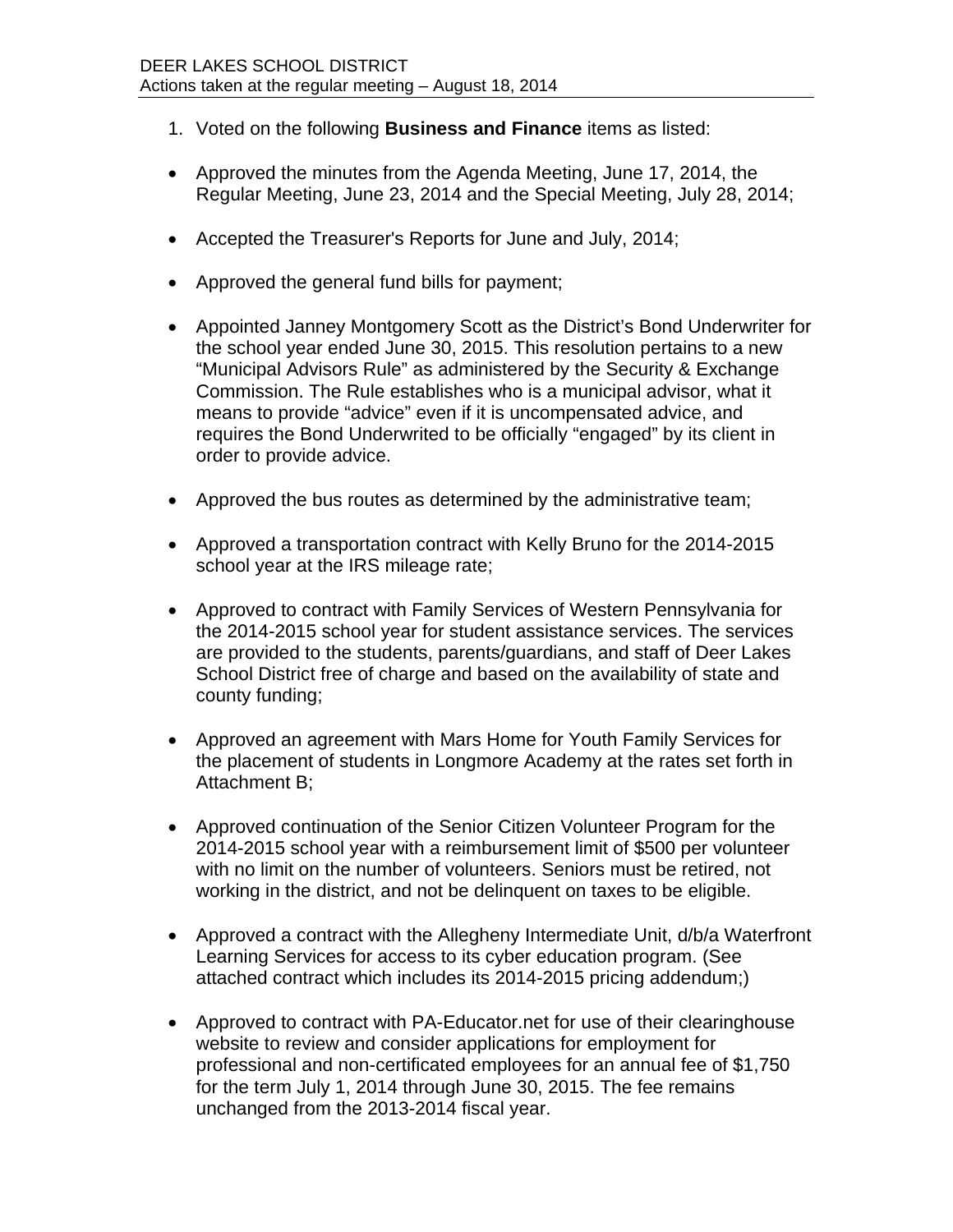DEER LAKES SCHOOL DISTRICT
Actions taken at the regular meeting – August 18, 2014

1. Voted on the following **Business and Finance** items as listed:

- Approved the minutes from the Agenda Meeting, June 17, 2014, the Regular Meeting, June 23, 2014 and the Special Meeting, July 28, 2014;

- Accepted the Treasurer's Reports for June and July, 2014;

- Approved the general fund bills for payment;

- Appointed Janney Montgomery Scott as the District's Bond Underwriter for the school year ended June 30, 2015. This resolution pertains to a new "Municipal Advisors Rule" as administered by the Security & Exchange Commission. The Rule establishes who is a municipal advisor, what it means to provide "advice" even if it is uncompensated advice, and requires the Bond Underwrited to be officially "engaged" by its client in order to provide advice.

- Approved the bus routes as determined by the administrative team;

- Approved a transportation contract with Kelly Bruno for the 2014-2015 school year at the IRS mileage rate;

- Approved to contract with Family Services of Western Pennsylvania for the 2014-2015 school year for student assistance services. The services are provided to the students, parents/guardians, and staff of Deer Lakes School District free of charge and based on the availability of state and county funding;

- Approved an agreement with Mars Home for Youth Family Services for the placement of students in Longmore Academy at the rates set forth in Attachment B;

- Approved continuation of the Senior Citizen Volunteer Program for the 2014-2015 school year with a reimbursement limit of $500 per volunteer with no limit on the number of volunteers. Seniors must be retired, not working in the district, and not be delinquent on taxes to be eligible.

- Approved a contract with the Allegheny Intermediate Unit, d/b/a Waterfront Learning Services for access to its cyber education program. (See attached contract which includes its 2014-2015 pricing addendum;)

- Approved to contract with PA-Educator.net for use of their clearinghouse website to review and consider applications for employment for professional and non-certificated employees for an annual fee of $1,750 for the term July 1, 2014 through June 30, 2015. The fee remains unchanged from the 2013-2014 fiscal year.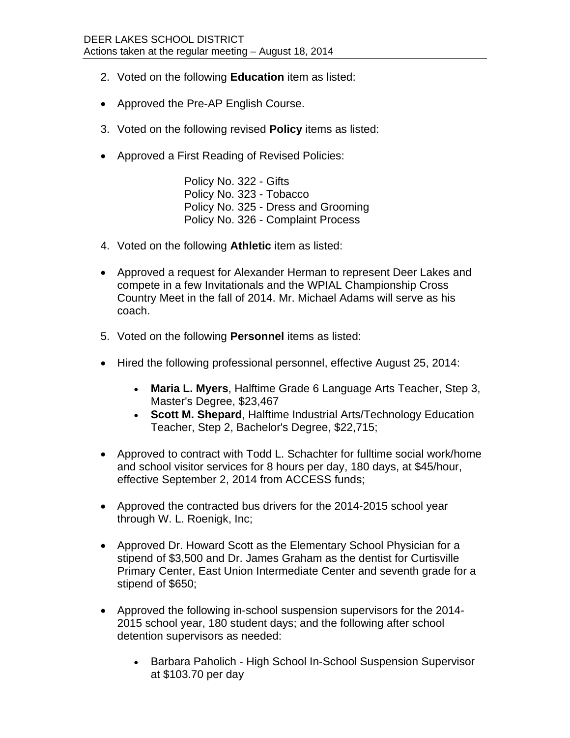2. Voted on the following **Education** item as listed:

- Approved the Pre-AP English Course.

3. Voted on the following revised **Policy** items as listed:

- Approved a First Reading of Revised Policies:

  Policy No. 322 - Gifts
  Policy No. 323 - Tobacco
  Policy No. 325 - Dress and Grooming
  Policy No. 326 - Complaint Process

4. Voted on the following **Athletic** item as listed:

- Approved a request for Alexander Herman to represent Deer Lakes and compete in a few Invitationals and the WPIAL Championship Cross Country Meet in the fall of 2014. Mr. Michael Adams will serve as his coach.

5. Voted on the following **Personnel** items as listed:

- Hired the following professional personnel, effective August 25, 2014:
  - **Maria L. Myers**, Halftime Grade 6 Language Arts Teacher, Step 3, Master's Degree, $23,467
  - **Scott M. Shepard**, Halftime Industrial Arts/Technology Education Teacher, Step 2, Bachelor's Degree, $22,715;

- Approved to contract with Todd L. Schachter for fulltime social work/home and school visitor services for 8 hours per day, 180 days, at $45/hour, effective September 2, 2014 from ACCESS funds;

- Approved the contracted bus drivers for the 2014-2015 school year through W. L. Roenigk, Inc;

- Approved Dr. Howard Scott as the Elementary School Physician for a stipend of $3,500 and Dr. James Graham as the dentist for Curtisville Primary Center, East Union Intermediate Center and seventh grade for a stipend of $650;

- Approved the following in-school suspension supervisors for the 2014-2015 school year, 180 student days; and the following after school detention supervisors as needed:
  - Barbara Paholich - High School In-School Suspension Supervisor at $103.70 per day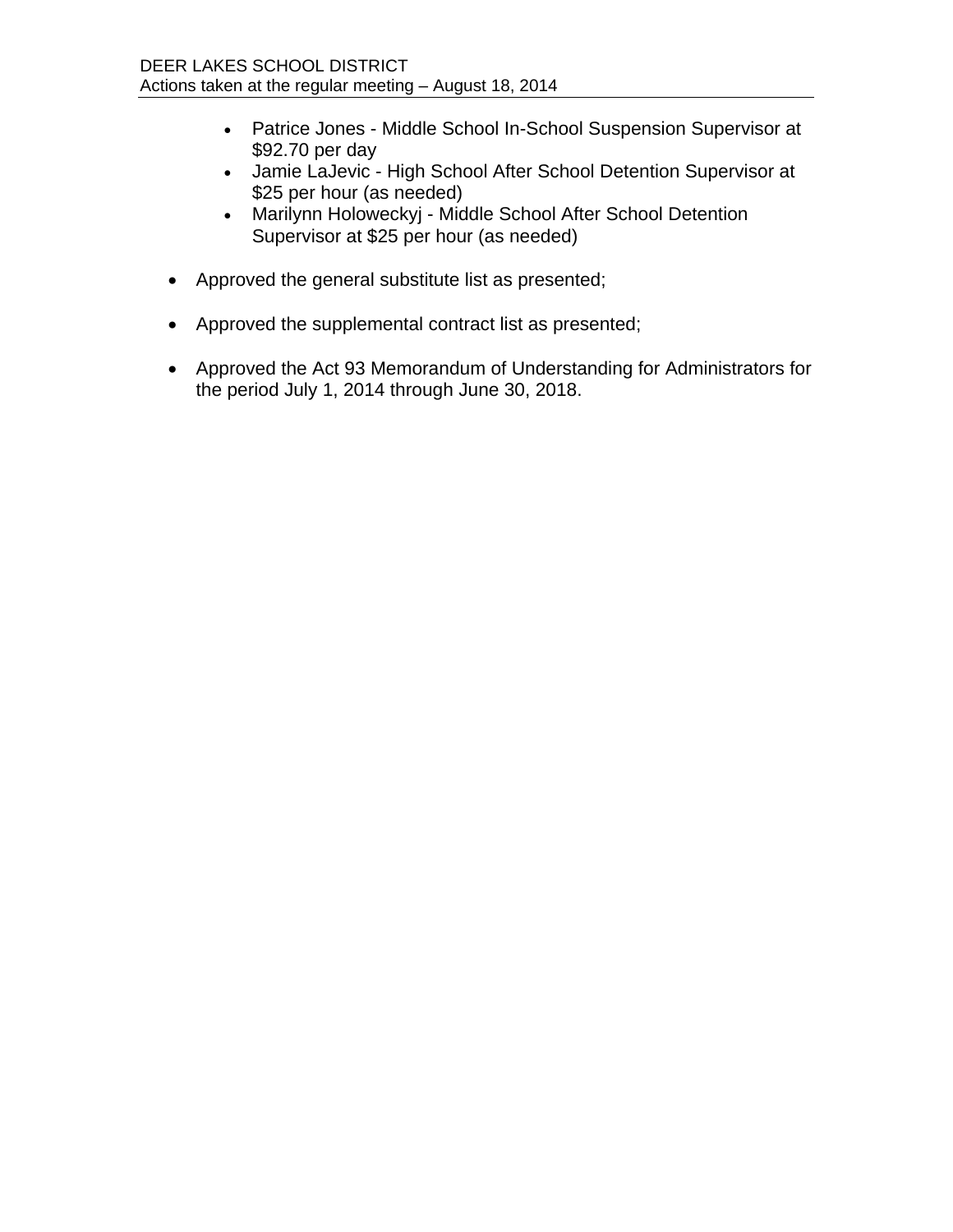- Patrice Jones - Middle School In-School Suspension Supervisor at $92.70 per day
  - Jamie LaJevic - High School After School Detention Supervisor at $25 per hour (as needed)
  - Marilynn Holoweckyj - Middle School After School Detention Supervisor at $25 per hour (as needed)

- Approved the general substitute list as presented;

- Approved the supplemental contract list as presented;

- Approved the Act 93 Memorandum of Understanding for Administrators for the period July 1, 2014 through June 30, 2018.